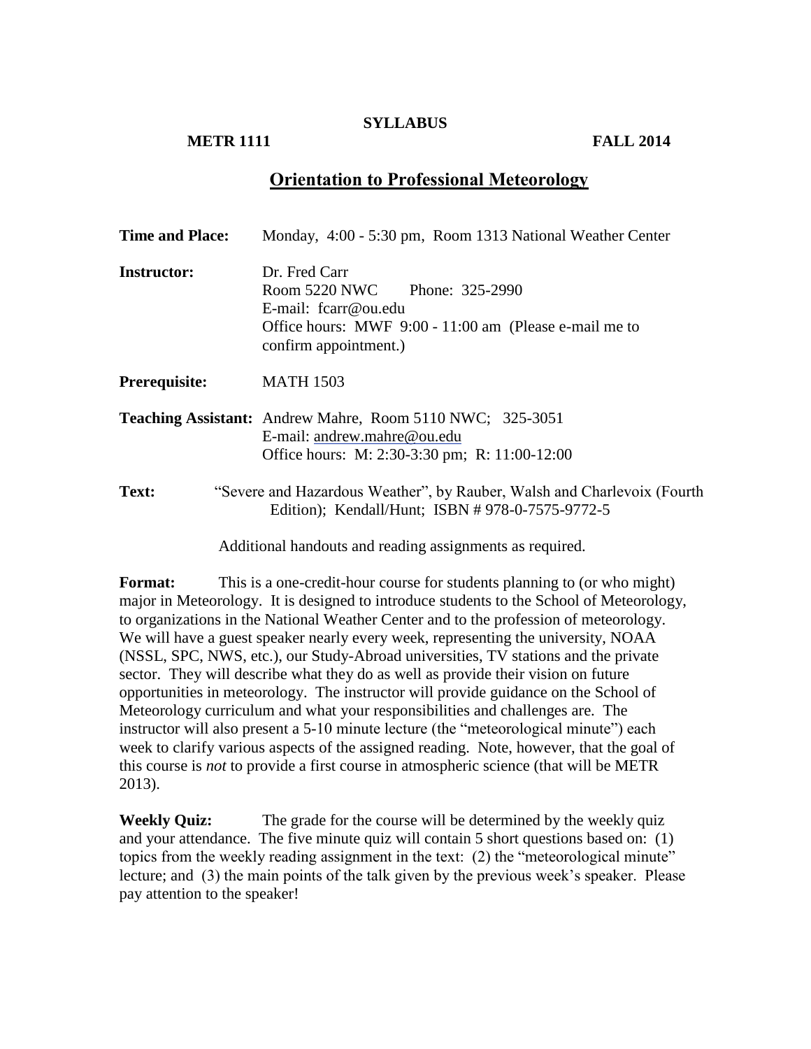**SYLLABUS**

**METR 1111** **FALL 2014**

# Orientation to Professional Meteorology

**Time and Place:** Monday, 4:00 - 5:30 pm, Room 1313 National Weather Center

**Instructor:** Dr. Fred Carr
Room 5220 NWC Phone: 325-2990
E-mail: fcarr@ou.edu
Office hours: MWF 9:00 - 11:00 am (Please e-mail me to confirm appointment.)

**Prerequisite:** MATH 1503

**Teaching Assistant:** Andrew Mahre, Room 5110 NWC; 325-3051
E-mail: andrew.mahre@ou.edu
Office hours: M: 2:30-3:30 pm; R: 11:00-12:00

**Text:** "Severe and Hazardous Weather", by Rauber, Walsh and Charlevoix (Fourth Edition); Kendall/Hunt; ISBN # 978-0-7575-9772-5

Additional handouts and reading assignments as required.

**Format:** This is a one-credit-hour course for students planning to (or who might) major in Meteorology. It is designed to introduce students to the School of Meteorology, to organizations in the National Weather Center and to the profession of meteorology. We will have a guest speaker nearly every week, representing the university, NOAA (NSSL, SPC, NWS, etc.), our Study-Abroad universities, TV stations and the private sector. They will describe what they do as well as provide their vision on future opportunities in meteorology. The instructor will provide guidance on the School of Meteorology curriculum and what your responsibilities and challenges are. The instructor will also present a 5-10 minute lecture (the "meteorological minute") each week to clarify various aspects of the assigned reading. Note, however, that the goal of this course is *not* to provide a first course in atmospheric science (that will be METR 2013).

**Weekly Quiz:** The grade for the course will be determined by the weekly quiz and your attendance. The five minute quiz will contain 5 short questions based on: (1) topics from the weekly reading assignment in the text: (2) the "meteorological minute" lecture; and (3) the main points of the talk given by the previous week's speaker. Please pay attention to the speaker!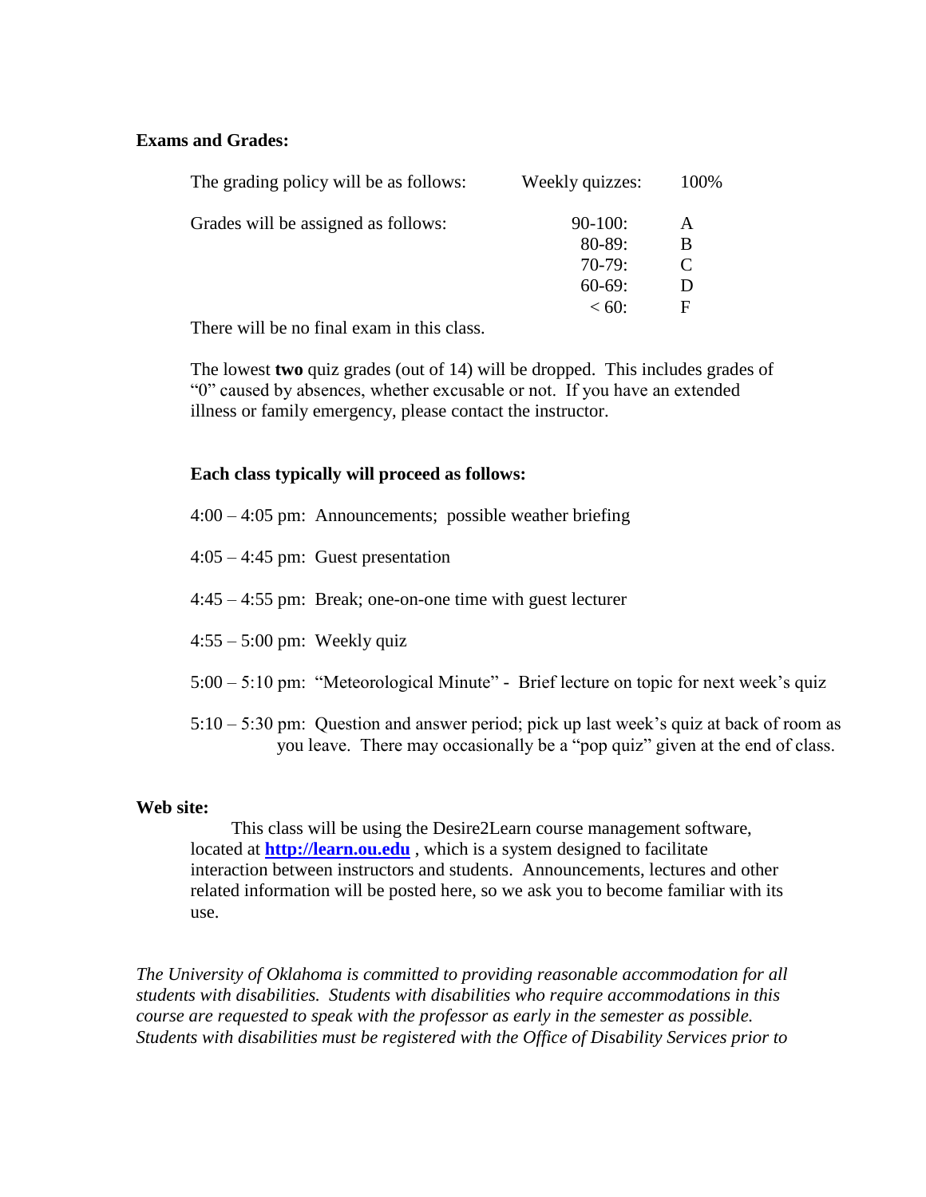**Exams and Grades:**

| | | |
|---|---|---|
| The grading policy will be as follows: | Weekly quizzes: | 100% |
| Grades will be assigned as follows: | 90-100: | A |
| | 80-89: | B |
| | 70-79: | C |
| | 60-69: | D |
| | < 60: | F |

There will be no final exam in this class.

The lowest **two** quiz grades (out of 14) will be dropped. This includes grades of "0" caused by absences, whether excusable or not. If you have an extended illness or family emergency, please contact the instructor.

**Each class typically will proceed as follows:**

4:00 – 4:05 pm: Announcements; possible weather briefing

4:05 – 4:45 pm: Guest presentation

4:45 – 4:55 pm: Break; one-on-one time with guest lecturer

4:55 – 5:00 pm: Weekly quiz

5:00 – 5:10 pm: "Meteorological Minute" - Brief lecture on topic for next week's quiz

5:10 – 5:30 pm: Question and answer period; pick up last week's quiz at back of room as you leave. There may occasionally be a "pop quiz" given at the end of class.

**Web site:**

This class will be using the Desire2Learn course management software, located at **http://learn.ou.edu** , which is a system designed to facilitate interaction between instructors and students. Announcements, lectures and other related information will be posted here, so we ask you to become familiar with its use.

*The University of Oklahoma is committed to providing reasonable accommodation for all students with disabilities. Students with disabilities who require accommodations in this course are requested to speak with the professor as early in the semester as possible. Students with disabilities must be registered with the Office of Disability Services prior to*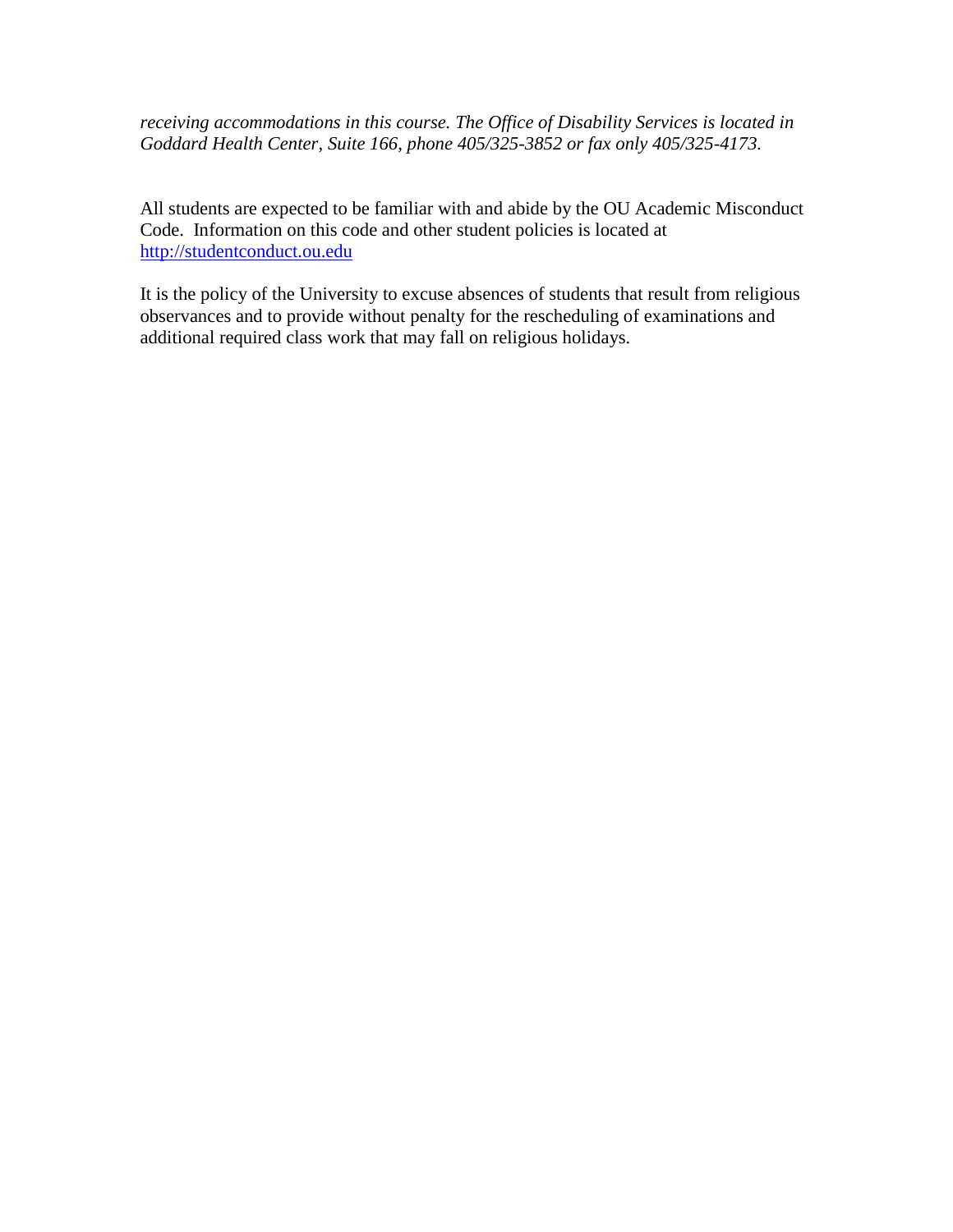*receiving accommodations in this course. The Office of Disability Services is located in Goddard Health Center, Suite 166, phone 405/325-3852 or fax only 405/325-4173.*

All students are expected to be familiar with and abide by the OU Academic Misconduct Code. Information on this code and other student policies is located at http://studentconduct.ou.edu

It is the policy of the University to excuse absences of students that result from religious observances and to provide without penalty for the rescheduling of examinations and additional required class work that may fall on religious holidays.